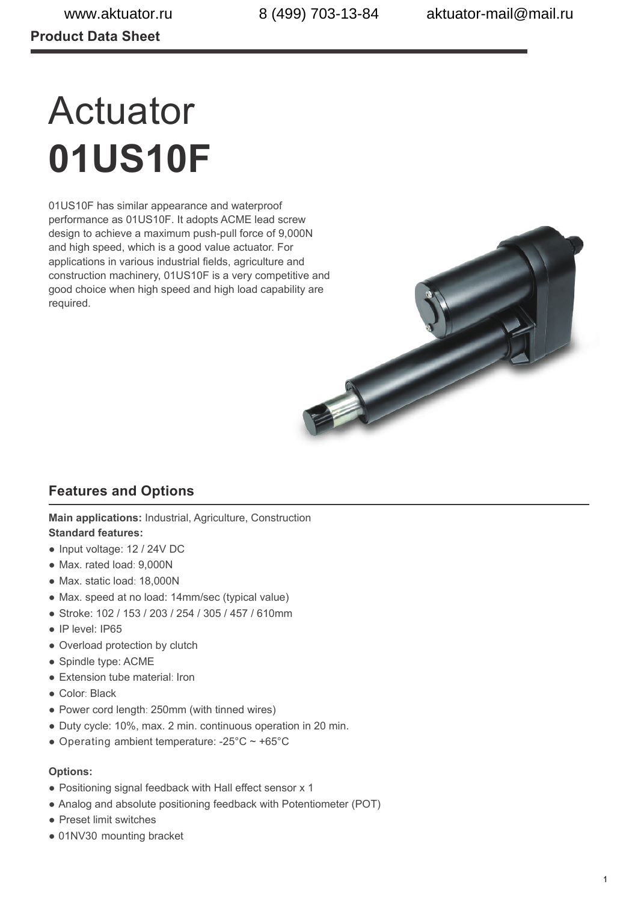Product Data Sheet

# Actuator **01US10F**

01US10F has similar appearance and waterproof performance as 01US10F. It adopts ACME lead screw design to achieve a maximum push-pull force of 9,000N and high speed, which is a good value actuator. For applications in various industrial fields, agriculture and construction machinery, 01US10F is a very competitive and good choice when high speed and high load capability are required.

## Features and Options

**Main applications:** Industrial, Agriculture, Construction

**Standard features:**

- Input voltage: 12 / 24V DC
- Max. rated load: 9,000N
- Max. static load: 18,000N
- Max. speed at no load: 14mm/sec (typical value)
- Stroke: 102 / 153 / 203 / 254 / 305 / 457 / 610mm
- IP level: IP65
- Overload protection by clutch
- Spindle type: ACME
- Extension tube material: Iron
- Color: Black
- Power cord length: 250mm (with tinned wires)
- Duty cycle: 10%, max. 2 min. continuous operation in 20 min.
- Operating ambient temperature: -25°C ~ +65°C

**Options:**

- Positioning signal feedback with Hall effect sensor x 1
- Analog and absolute positioning feedback with Potentiometer (POT)
- Preset limit switches
- 01NV30 mounting bracket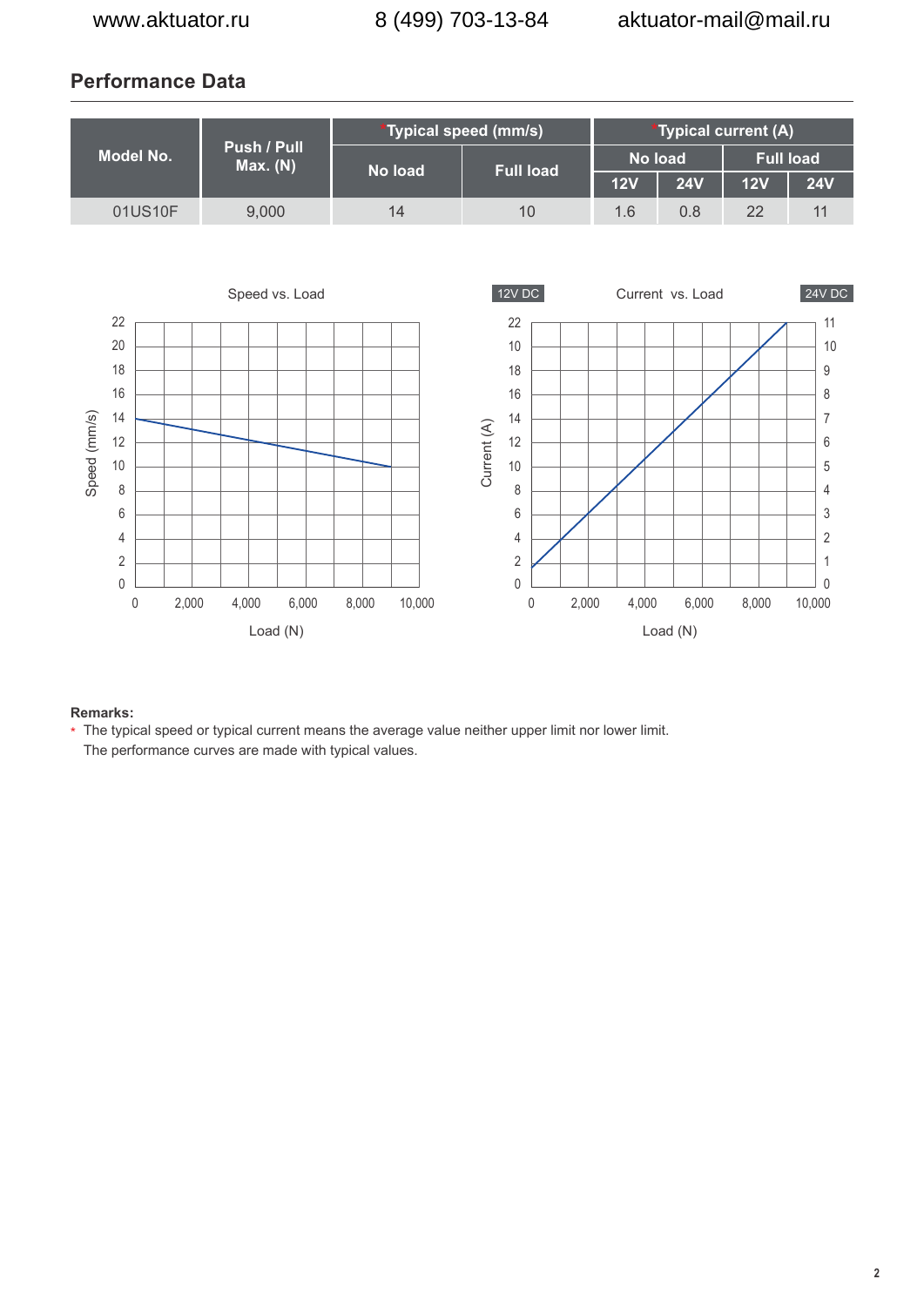## Performance Data

| Model No. | Push / Pull Max. (N) | *Typical speed (mm/s) | | *Typical current (A) | | | |
|---|---|---|---|---|---|---|---|
| | | No load | Full load | No load | | Full load | |
| | | | | 12V | 24V | 12V | 24V |
| 01US10F | 9,000 | 14 | 10 | 1.6 | 0.8 | 22 | 11 |

**Remarks:**

* The typical speed or typical current means the average value neither upper limit nor lower limit.
  The performance curves are made with typical values.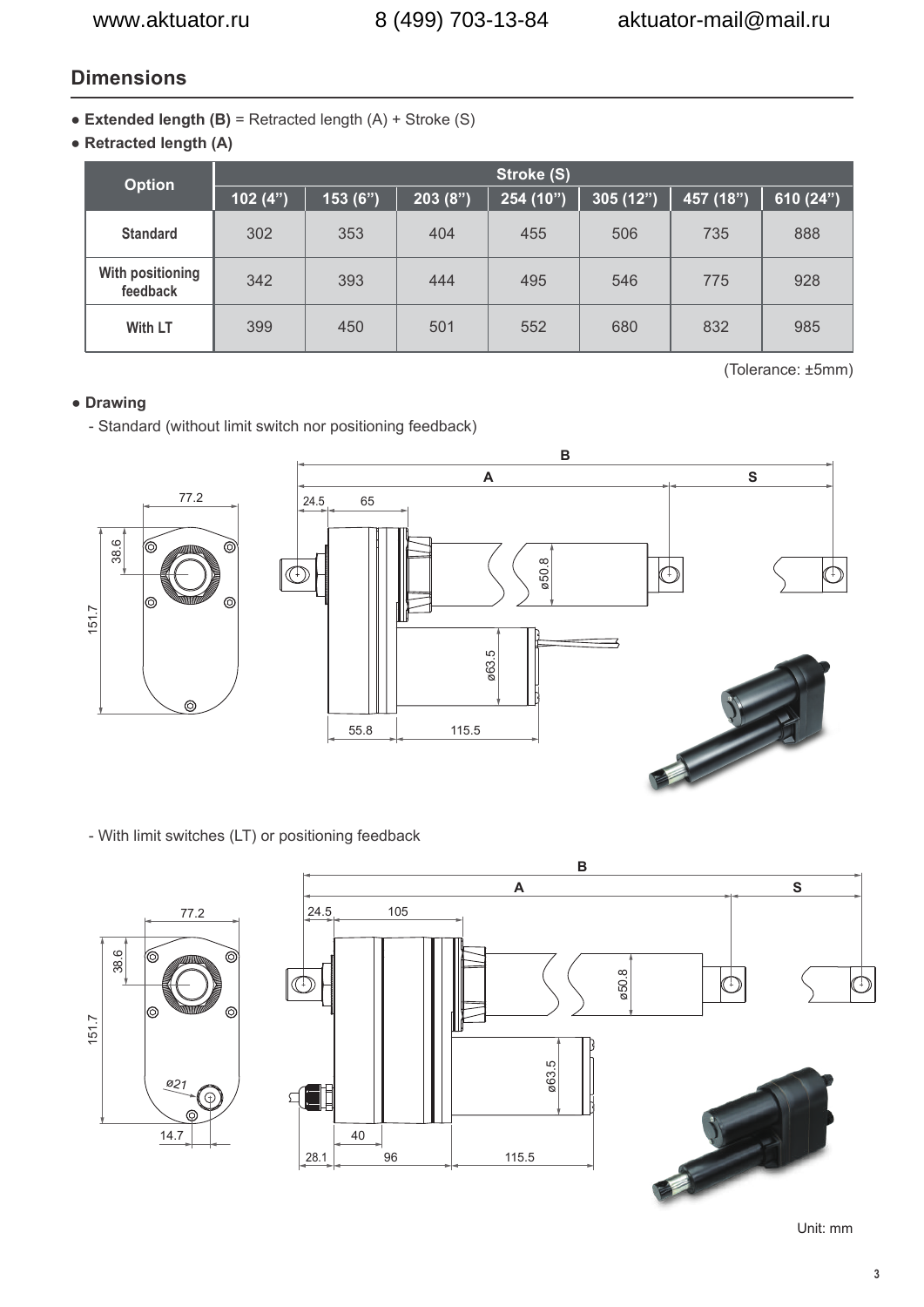## Dimensions

- **Extended length (B)** = Retracted length (A) + Stroke (S)
- **Retracted length (A)**

| Option | Stroke (S) | | | | | | |
|---|---|---|---|---|---|---|---|
| | 102 (4") | 153 (6") | 203 (8") | 254 (10") | 305 (12") | 457 (18") | 610 (24") |
| Standard | 302 | 353 | 404 | 455 | 506 | 735 | 888 |
| With positioning feedback | 342 | 393 | 444 | 495 | 546 | 775 | 928 |
| With LT | 399 | 450 | 501 | 552 | 680 | 832 | 985 |

(Tolerance: ±5mm)

- **Drawing**

  - Standard (without limit switch nor positioning feedback)

  - With limit switches (LT) or positioning feedback

Unit: mm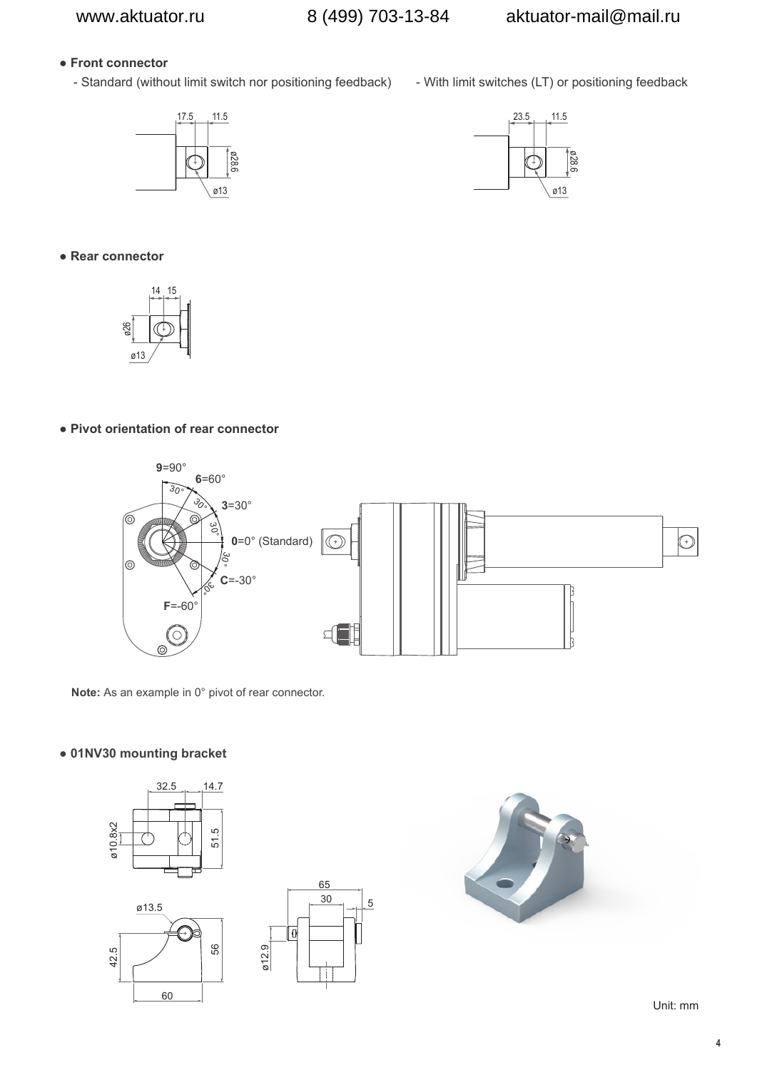- **Front connector**
  - Standard (without limit switch nor positioning feedback)
  - With limit switches (LT) or positioning feedback

- **Rear connector**

- **Pivot orientation of rear connector**

**Note:** As an example in 0° pivot of rear connector.

- **01NV30 mounting bracket**

Unit: mm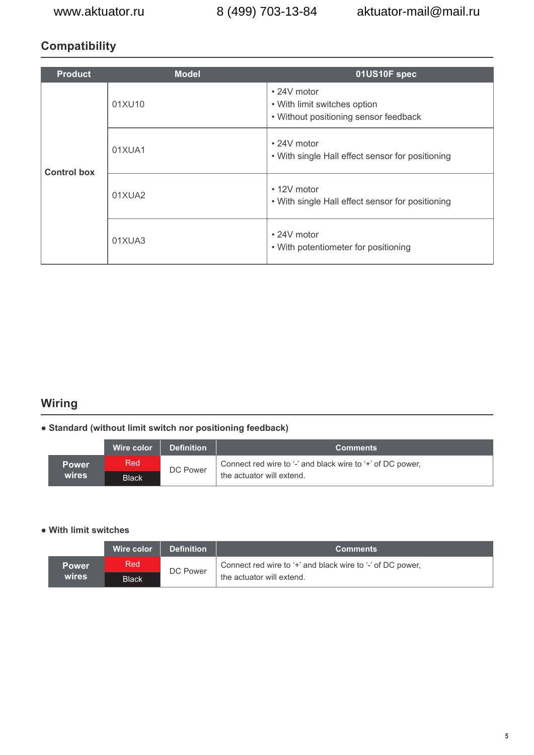## Compatibility

| Product | Model | 01US10F spec |
|---|---|---|
| Control box | 01XU10 | • 24V motor<br>• With limit switches option<br>• Without positioning sensor feedback |
| | 01XUA1 | • 24V motor<br>• With single Hall effect sensor for positioning |
| | 01XUA2 | • 12V motor<br>• With single Hall effect sensor for positioning |
| | 01XUA3 | • 24V motor<br>• With potentiometer for positioning |

## Wiring

● **Standard (without limit switch nor positioning feedback)**

| | Wire color | Definition | Comments |
|---|---|---|---|
| Power wires | Red | DC Power | Connect red wire to '-' and black wire to '+' of DC power, the actuator will extend. |
| | Black | | |

● **With limit switches**

| | Wire color | Definition | Comments |
|---|---|---|---|
| Power wires | Red | DC Power | Connect red wire to '+' and black wire to '-' of DC power, the actuator will extend. |
| | Black | | |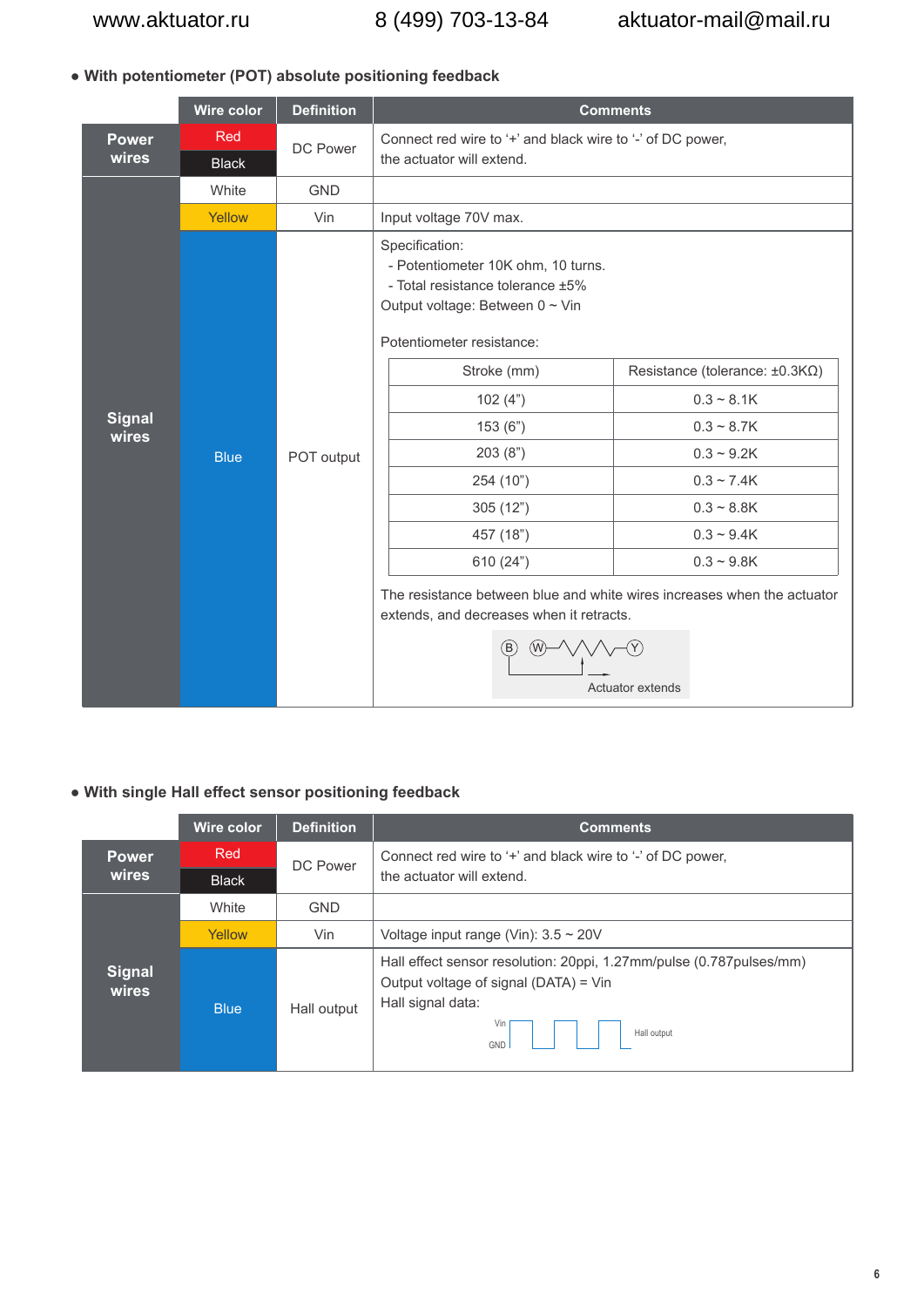- **With potentiometer (POT) absolute positioning feedback**

| | Wire color | Definition | Comments |
|---|---|---|---|
| Power wires | Red | DC Power | Connect red wire to '+' and black wire to '-' of DC power, the actuator will extend. |
| | Black | | |
| Signal wires | White | GND | |
| | Yellow | Vin | Input voltage 70V max. |
| | Blue | POT output | Specification:<br>- Potentiometer 10K ohm, 10 turns.<br>- Total resistance tolerance ±5%<br>Output voltage: Between 0 ~ Vin<br><br>Potentiometer resistance: (see table below)<br><br>The resistance between blue and white wires increases when the actuator extends, and decreases when it retracts. |

| Stroke (mm) | Resistance (tolerance: ±0.3KΩ) |
|---|---|
| 102 (4") | 0.3 ~ 8.1K |
| 153 (6") | 0.3 ~ 8.7K |
| 203 (8") | 0.3 ~ 9.2K |
| 254 (10") | 0.3 ~ 7.4K |
| 305 (12") | 0.3 ~ 8.8K |
| 457 (18") | 0.3 ~ 9.4K |
| 610 (24") | 0.3 ~ 9.8K |

B W Y

Actuator extends

- **With single Hall effect sensor positioning feedback**

| | Wire color | Definition | Comments |
|---|---|---|---|
| Power wires | Red | DC Power | Connect red wire to '+' and black wire to '-' of DC power, the actuator will extend. |
| | Black | | |
| Signal wires | White | GND | |
| | Yellow | Vin | Voltage input range (Vin): 3.5 ~ 20V |
| | Blue | Hall output | Hall effect sensor resolution: 20ppi, 1.27mm/pulse (0.787pulses/mm)<br>Output voltage of signal (DATA) = Vin<br>Hall signal data: |

Vin

GND

Hall output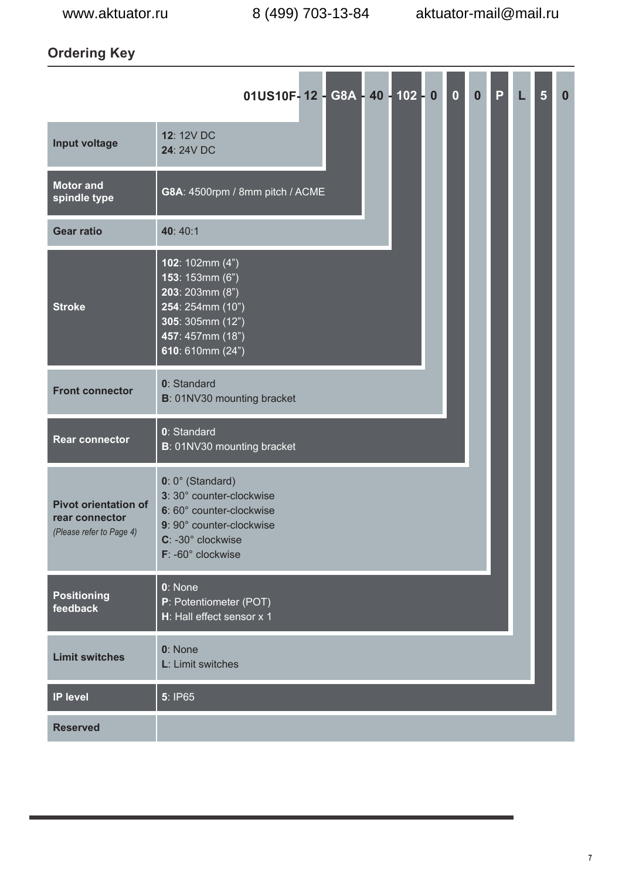## Ordering Key

**01US10F- 12 - G8A - 40 - 102 - 0 0 0 P L 5 0**

| | |
|---|---|
| **Input voltage** | **12**: 12V DC<br>**24**: 24V DC |
| **Motor and spindle type** | **G8A**: 4500rpm / 8mm pitch / ACME |
| **Gear ratio** | **40**: 40:1 |
| **Stroke** | **102**: 102mm (4")<br>**153**: 153mm (6")<br>**203**: 203mm (8")<br>**254**: 254mm (10")<br>**305**: 305mm (12")<br>**457**: 457mm (18")<br>**610**: 610mm (24") |
| **Front connector** | **0**: Standard<br>**B**: 01NV30 mounting bracket |
| **Rear connector** | **0**: Standard<br>**B**: 01NV30 mounting bracket |
| **Pivot orientation of rear connector** *(Please refer to Page 4)* | **0**: 0° (Standard)<br>**3**: 30° counter-clockwise<br>**6**: 60° counter-clockwise<br>**9**: 90° counter-clockwise<br>**C**: -30° clockwise<br>**F**: -60° clockwise |
| **Positioning feedback** | **0**: None<br>**P**: Potentiometer (POT)<br>**H**: Hall effect sensor x 1 |
| **Limit switches** | **0**: None<br>**L**: Limit switches |
| **IP level** | **5**: IP65 |
| **Reserved** | |